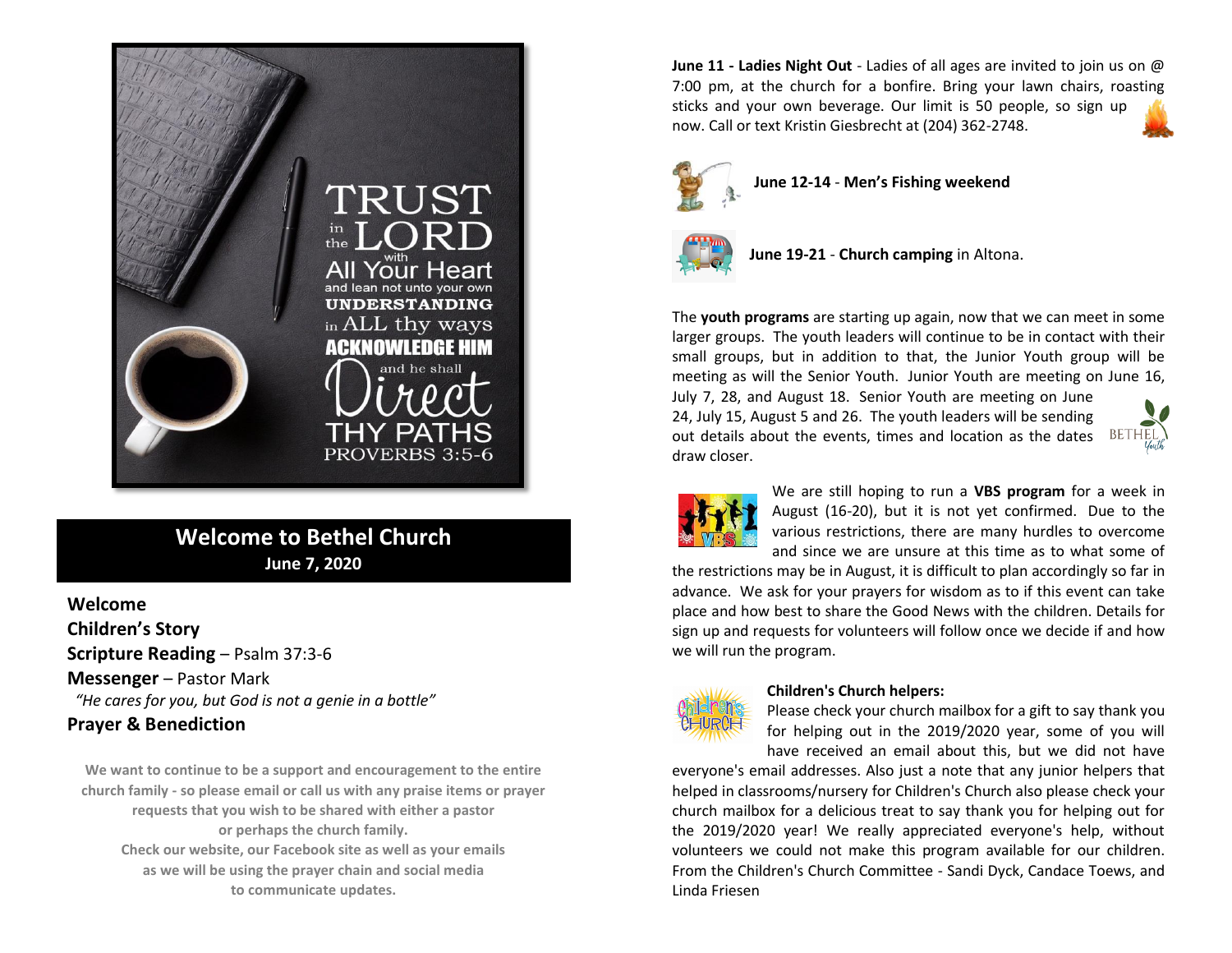TRUST in the LORD with All Your Heart and lean not unto your own UNDERSTANDING in ALL thy ways ACKNOWLEDGE HIM and he shall Direct THY PATHS PROVERBS 3:5-6

## Welcome to Bethel Church

**June 7, 2020**

**Welcome**

**Children's Story**

**Scripture Reading** – Psalm 37:3-6

**Messenger** – Pastor Mark

*"He cares for you, but God is not a genie in a bottle"*

**Prayer & Benediction**

**We want to continue to be a support and encouragement to the entire church family - so please email or call us with any praise items or prayer requests that you wish to be shared with either a pastor or perhaps the church family.**
**Check our website, our Facebook site as well as your emails as we will be using the prayer chain and social media to communicate updates.**

**June 11 - Ladies Night Out** - Ladies of all ages are invited to join us on @ 7:00 pm, at the church for a bonfire. Bring your lawn chairs, roasting sticks and your own beverage. Our limit is 50 people, so sign up now. Call or text Kristin Giesbrecht at (204) 362-2748.

**June 12-14** - **Men's Fishing weekend**

**June 19-21** - **Church camping** in Altona.

The **youth programs** are starting up again, now that we can meet in some larger groups. The youth leaders will continue to be in contact with their small groups, but in addition to that, the Junior Youth group will be meeting as will the Senior Youth. Junior Youth are meeting on June 16, July 7, 28, and August 18. Senior Youth are meeting on June 24, July 15, August 5 and 26. The youth leaders will be sending out details about the events, times and location as the dates draw closer.

We are still hoping to run a **VBS program** for a week in August (16-20), but it is not yet confirmed. Due to the various restrictions, there are many hurdles to overcome and since we are unsure at this time as to what some of the restrictions may be in August, it is difficult to plan accordingly so far in advance. We ask for your prayers for wisdom as to if this event can take place and how best to share the Good News with the children. Details for sign up and requests for volunteers will follow once we decide if and how we will run the program.

**Children's Church helpers:**
Please check your church mailbox for a gift to say thank you for helping out in the 2019/2020 year, some of you will have received an email about this, but we did not have everyone's email addresses. Also just a note that any junior helpers that helped in classrooms/nursery for Children's Church also please check your church mailbox for a delicious treat to say thank you for helping out for the 2019/2020 year! We really appreciated everyone's help, without volunteers we could not make this program available for our children. From the Children's Church Committee - Sandi Dyck, Candace Toews, and Linda Friesen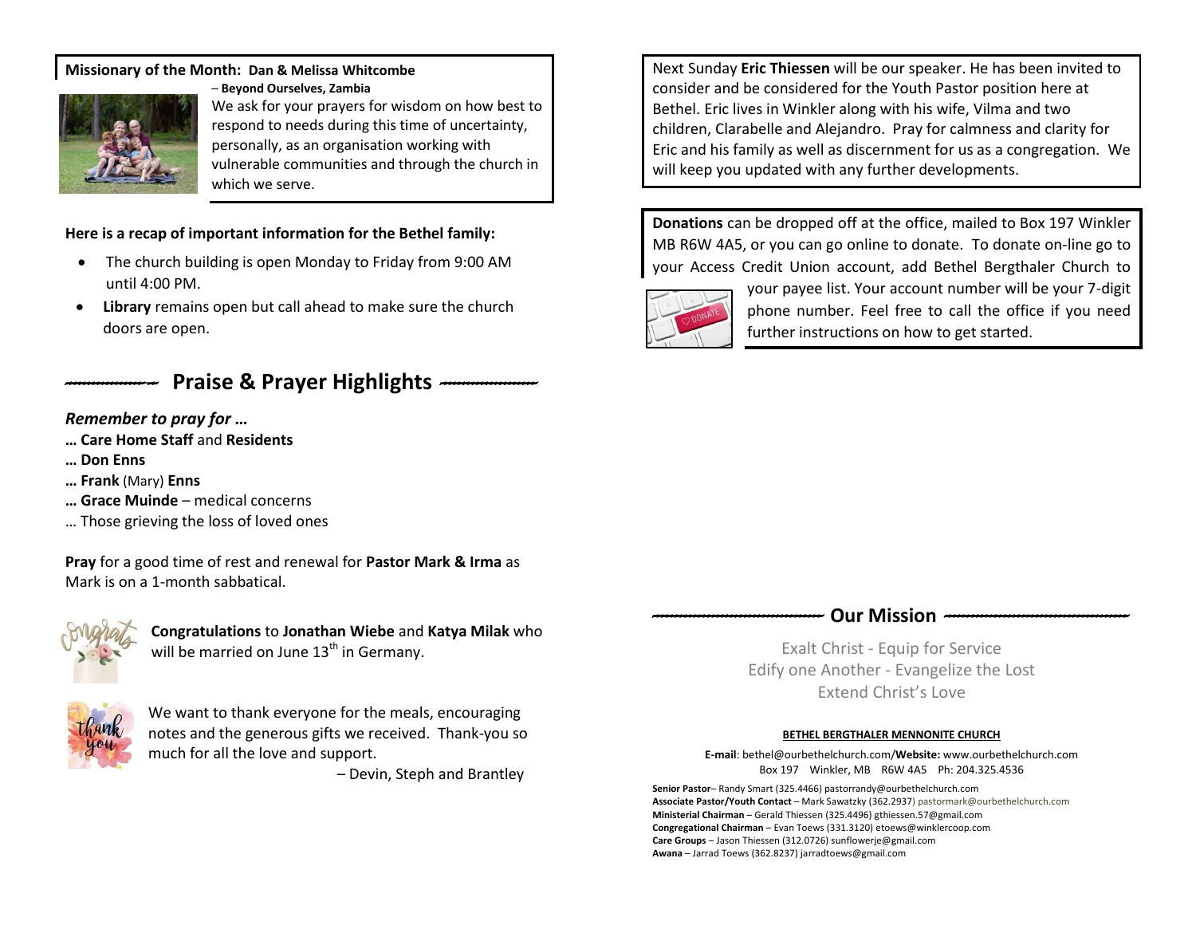**Missionary of the Month: Dan & Melissa Whitcombe** – **Beyond Ourselves, Zambia**

We ask for your prayers for wisdom on how best to respond to needs during this time of uncertainty, personally, as an organisation working with vulnerable communities and through the church in which we serve.

**Here is a recap of important information for the Bethel family:**

- The church building is open Monday to Friday from 9:00 AM until 4:00 PM.
- **Library** remains open but call ahead to make sure the church doors are open.

## Praise & Prayer Highlights

***Remember to pray for …***

**… Care Home Staff** and **Residents**
**… Don Enns**
**… Frank** (Mary) **Enns**
**… Grace Muinde** – medical concerns
… Those grieving the loss of loved ones

**Pray** for a good time of rest and renewal for **Pastor Mark & Irma** as Mark is on a 1-month sabbatical.

**Congratulations** to **Jonathan Wiebe** and **Katya Milak** who will be married on June 13th in Germany.

We want to thank everyone for the meals, encouraging notes and the generous gifts we received. Thank-you so much for all the love and support.

– Devin, Steph and Brantley

Next Sunday **Eric Thiessen** will be our speaker. He has been invited to consider and be considered for the Youth Pastor position here at Bethel. Eric lives in Winkler along with his wife, Vilma and two children, Clarabelle and Alejandro. Pray for calmness and clarity for Eric and his family as well as discernment for us as a congregation. We will keep you updated with any further developments.

**Donations** can be dropped off at the office, mailed to Box 197 Winkler MB R6W 4A5, or you can go online to donate. To donate on-line go to your Access Credit Union account, add Bethel Bergthaler Church to your payee list. Your account number will be your 7-digit phone number. Feel free to call the office if you need further instructions on how to get started.

## Our Mission

Exalt Christ - Equip for Service
Edify one Another - Evangelize the Lost
Extend Christ's Love

**BETHEL BERGTHALER MENNONITE CHURCH**

**E-mail**: bethel@ourbethelchurch.com/**Website:** www.ourbethelchurch.com
Box 197 Winkler, MB R6W 4A5 Ph: 204.325.4536

**Senior Pastor**– Randy Smart (325.4466) pastorrandy@ourbethelchurch.com
**Associate Pastor/Youth Contact** – Mark Sawatzky (362.2937) pastormark@ourbethelchurch.com
**Ministerial Chairman** – Gerald Thiessen (325.4496) gthiessen.57@gmail.com
**Congregational Chairman** – Evan Toews (331.3120) etoews@winklercoop.com
**Care Groups** – Jason Thiessen (312.0726) sunflowerje@gmail.com
**Awana** – Jarrad Toews (362.8237) jarradtoews@gmail.com